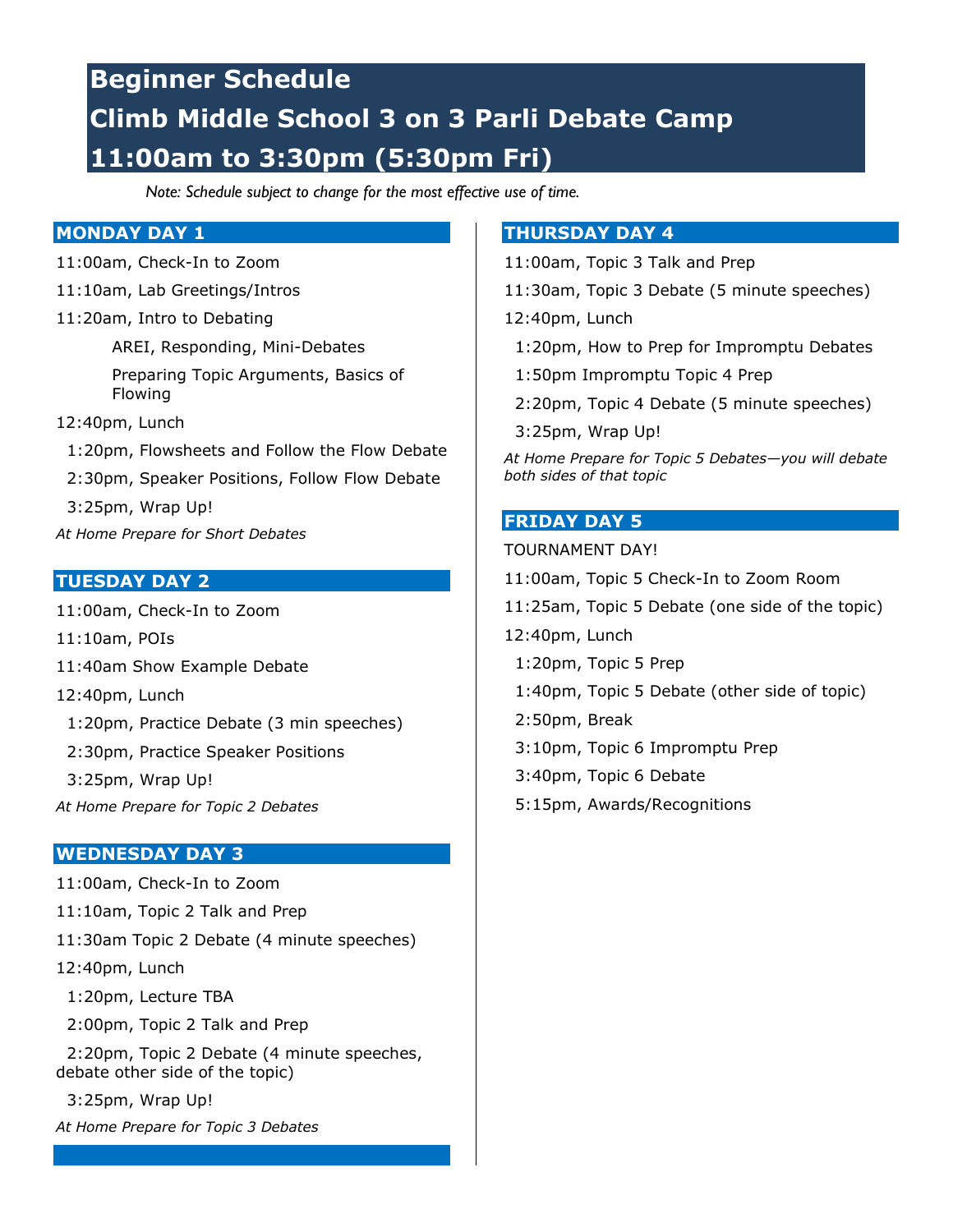# Beginner Schedule
# Climb Middle School 3 on 3 Parli Debate Camp
# 11:00am to 3:30pm (5:30pm Fri)

*Note: Schedule subject to change for the most effective use of time.*

## MONDAY DAY 1

11:00am, Check-In to Zoom

11:10am, Lab Greetings/Intros

11:20am, Intro to Debating

- AREI, Responding, Mini-Debates
- Preparing Topic Arguments, Basics of Flowing

12:40pm, Lunch

1:20pm, Flowsheets and Follow the Flow Debate

2:30pm, Speaker Positions, Follow Flow Debate

3:25pm, Wrap Up!

*At Home Prepare for Short Debates*

## TUESDAY DAY 2

11:00am, Check-In to Zoom

11:10am, POIs

11:40am Show Example Debate

12:40pm, Lunch

1:20pm, Practice Debate (3 min speeches)

2:30pm, Practice Speaker Positions

3:25pm, Wrap Up!

*At Home Prepare for Topic 2 Debates*

## WEDNESDAY DAY 3

11:00am, Check-In to Zoom

11:10am, Topic 2 Talk and Prep

11:30am Topic 2 Debate (4 minute speeches)

12:40pm, Lunch

1:20pm, Lecture TBA

2:00pm, Topic 2 Talk and Prep

2:20pm, Topic 2 Debate (4 minute speeches, debate other side of the topic)

3:25pm, Wrap Up!

*At Home Prepare for Topic 3 Debates*

## THURSDAY DAY 4

11:00am, Topic 3 Talk and Prep

11:30am, Topic 3 Debate (5 minute speeches)

12:40pm, Lunch

1:20pm, How to Prep for Impromptu Debates

1:50pm Impromptu Topic 4 Prep

2:20pm, Topic 4 Debate (5 minute speeches)

3:25pm, Wrap Up!

*At Home Prepare for Topic 5 Debates—you will debate both sides of that topic*

## FRIDAY DAY 5

TOURNAMENT DAY!

11:00am, Topic 5 Check-In to Zoom Room

11:25am, Topic 5 Debate (one side of the topic)

12:40pm, Lunch

1:20pm, Topic 5 Prep

1:40pm, Topic 5 Debate (other side of topic)

2:50pm, Break

3:10pm, Topic 6 Impromptu Prep

3:40pm, Topic 6 Debate

5:15pm, Awards/Recognitions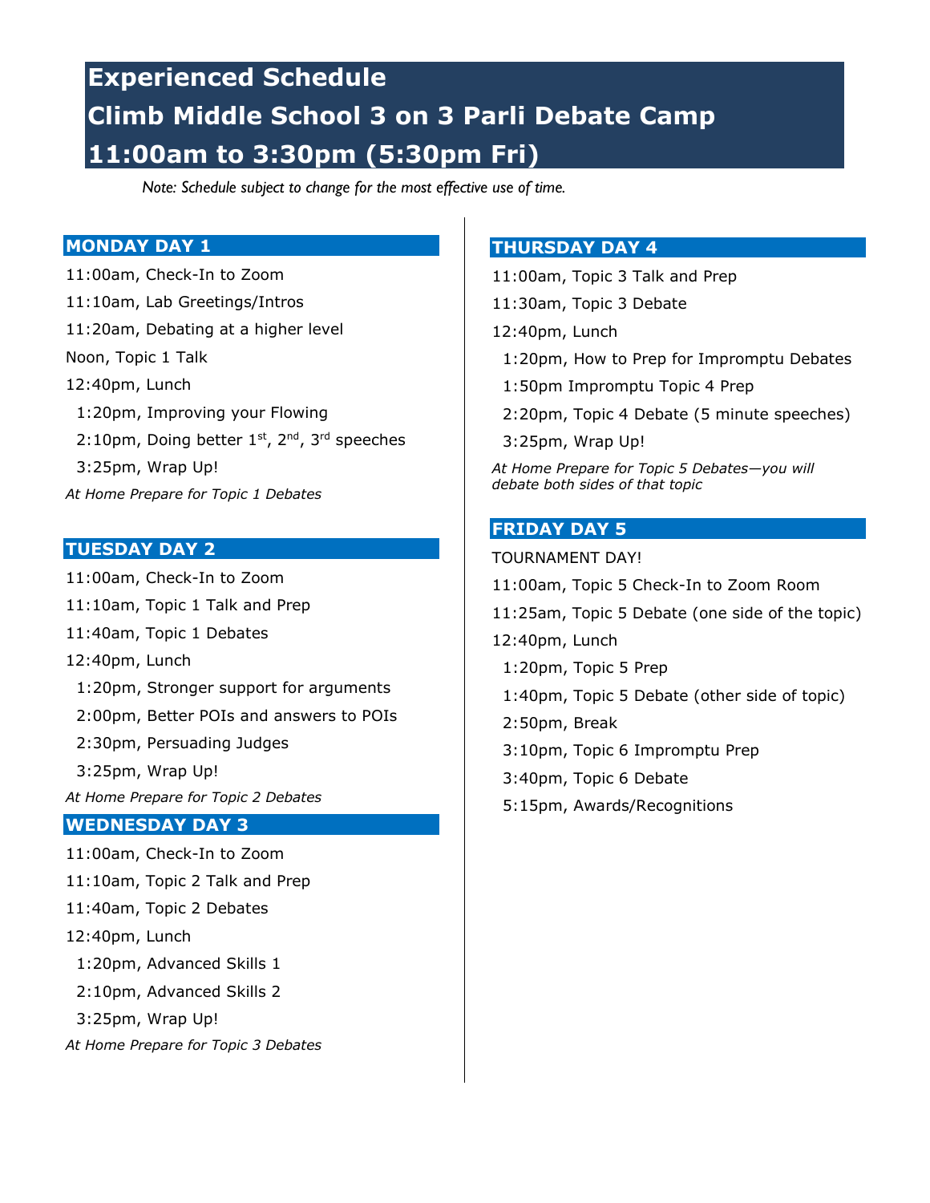# Experienced Schedule
# Climb Middle School 3 on 3 Parli Debate Camp
# 11:00am to 3:30pm (5:30pm Fri)

*Note: Schedule subject to change for the most effective use of time.*

## MONDAY DAY 1

11:00am, Check-In to Zoom

11:10am, Lab Greetings/Intros

11:20am, Debating at a higher level

Noon, Topic 1 Talk

12:40pm, Lunch

1:20pm, Improving your Flowing

2:10pm, Doing better 1st, 2nd, 3rd speeches

3:25pm, Wrap Up!

*At Home Prepare for Topic 1 Debates*

## TUESDAY DAY 2

11:00am, Check-In to Zoom

11:10am, Topic 1 Talk and Prep

11:40am, Topic 1 Debates

12:40pm, Lunch

1:20pm, Stronger support for arguments

2:00pm, Better POIs and answers to POIs

2:30pm, Persuading Judges

3:25pm, Wrap Up!

*At Home Prepare for Topic 2 Debates*

## WEDNESDAY DAY 3

11:00am, Check-In to Zoom

11:10am, Topic 2 Talk and Prep

11:40am, Topic 2 Debates

12:40pm, Lunch

1:20pm, Advanced Skills 1

2:10pm, Advanced Skills 2

3:25pm, Wrap Up!

*At Home Prepare for Topic 3 Debates*

## THURSDAY DAY 4

11:00am, Topic 3 Talk and Prep

11:30am, Topic 3 Debate

12:40pm, Lunch

1:20pm, How to Prep for Impromptu Debates

1:50pm Impromptu Topic 4 Prep

2:20pm, Topic 4 Debate (5 minute speeches)

3:25pm, Wrap Up!

*At Home Prepare for Topic 5 Debates—you will debate both sides of that topic*

## FRIDAY DAY 5

TOURNAMENT DAY!

11:00am, Topic 5 Check-In to Zoom Room

11:25am, Topic 5 Debate (one side of the topic)

12:40pm, Lunch

1:20pm, Topic 5 Prep

1:40pm, Topic 5 Debate (other side of topic)

2:50pm, Break

3:10pm, Topic 6 Impromptu Prep

3:40pm, Topic 6 Debate

5:15pm, Awards/Recognitions